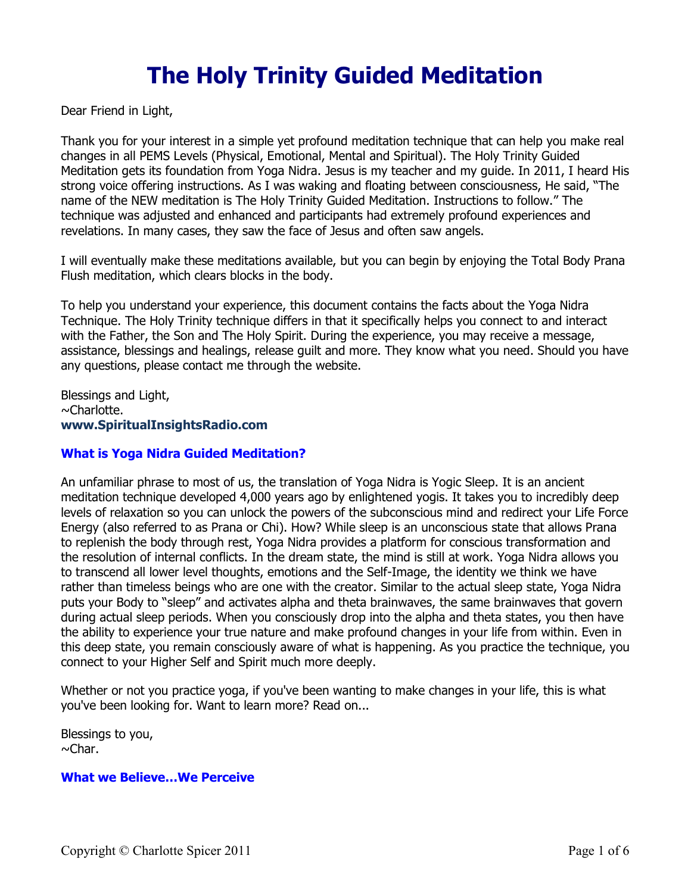# The Holy Trinity Guided Meditation

Dear Friend in Light,

Thank you for your interest in a simple yet profound meditation technique that can help you make real changes in all PEMS Levels (Physical, Emotional, Mental and Spiritual). The Holy Trinity Guided Meditation gets its foundation from Yoga Nidra. Jesus is my teacher and my guide. In 2011, I heard His strong voice offering instructions. As I was waking and floating between consciousness, He said, "The name of the NEW meditation is The Holy Trinity Guided Meditation. Instructions to follow." The technique was adjusted and enhanced and participants had extremely profound experiences and revelations. In many cases, they saw the face of Jesus and often saw angels.

I will eventually make these meditations available, but you can begin by enjoying the Total Body Prana Flush meditation, which clears blocks in the body.

To help you understand your experience, this document contains the facts about the Yoga Nidra Technique. The Holy Trinity technique differs in that it specifically helps you connect to and interact with the Father, the Son and The Holy Spirit. During the experience, you may receive a message, assistance, blessings and healings, release guilt and more. They know what you need. Should you have any questions, please contact me through the website.

Blessings and Light,
~Charlotte.
**www.SpiritualInsightsRadio.com**

### What is Yoga Nidra Guided Meditation?

An unfamiliar phrase to most of us, the translation of Yoga Nidra is Yogic Sleep. It is an ancient meditation technique developed 4,000 years ago by enlightened yogis. It takes you to incredibly deep levels of relaxation so you can unlock the powers of the subconscious mind and redirect your Life Force Energy (also referred to as Prana or Chi). How? While sleep is an unconscious state that allows Prana to replenish the body through rest, Yoga Nidra provides a platform for conscious transformation and the resolution of internal conflicts. In the dream state, the mind is still at work. Yoga Nidra allows you to transcend all lower level thoughts, emotions and the Self-Image, the identity we think we have rather than timeless beings who are one with the creator. Similar to the actual sleep state, Yoga Nidra puts your Body to "sleep" and activates alpha and theta brainwaves, the same brainwaves that govern during actual sleep periods. When you consciously drop into the alpha and theta states, you then have the ability to experience your true nature and make profound changes in your life from within. Even in this deep state, you remain consciously aware of what is happening. As you practice the technique, you connect to your Higher Self and Spirit much more deeply.

Whether or not you practice yoga, if you've been wanting to make changes in your life, this is what you've been looking for. Want to learn more? Read on...

Blessings to you,
~Char.

### What we Believe…We Perceive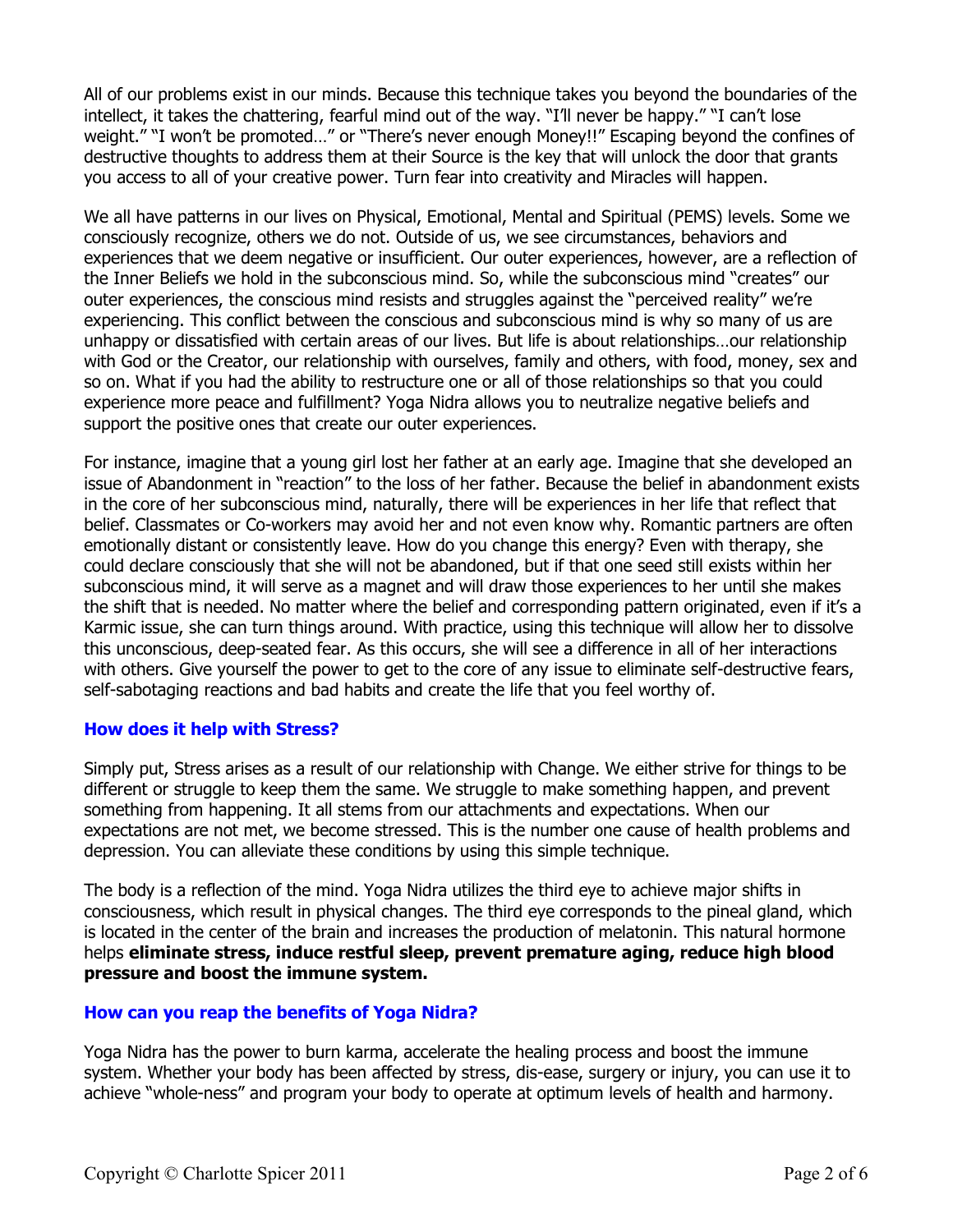All of our problems exist in our minds. Because this technique takes you beyond the boundaries of the intellect, it takes the chattering, fearful mind out of the way. "I'll never be happy." "I can't lose weight." "I won't be promoted…" or "There's never enough Money!!" Escaping beyond the confines of destructive thoughts to address them at their Source is the key that will unlock the door that grants you access to all of your creative power. Turn fear into creativity and Miracles will happen.

We all have patterns in our lives on Physical, Emotional, Mental and Spiritual (PEMS) levels. Some we consciously recognize, others we do not. Outside of us, we see circumstances, behaviors and experiences that we deem negative or insufficient. Our outer experiences, however, are a reflection of the Inner Beliefs we hold in the subconscious mind. So, while the subconscious mind "creates" our outer experiences, the conscious mind resists and struggles against the "perceived reality" we're experiencing. This conflict between the conscious and subconscious mind is why so many of us are unhappy or dissatisfied with certain areas of our lives. But life is about relationships…our relationship with God or the Creator, our relationship with ourselves, family and others, with food, money, sex and so on. What if you had the ability to restructure one or all of those relationships so that you could experience more peace and fulfillment? Yoga Nidra allows you to neutralize negative beliefs and support the positive ones that create our outer experiences.

For instance, imagine that a young girl lost her father at an early age. Imagine that she developed an issue of Abandonment in "reaction" to the loss of her father. Because the belief in abandonment exists in the core of her subconscious mind, naturally, there will be experiences in her life that reflect that belief. Classmates or Co-workers may avoid her and not even know why. Romantic partners are often emotionally distant or consistently leave. How do you change this energy? Even with therapy, she could declare consciously that she will not be abandoned, but if that one seed still exists within her subconscious mind, it will serve as a magnet and will draw those experiences to her until she makes the shift that is needed. No matter where the belief and corresponding pattern originated, even if it's a Karmic issue, she can turn things around. With practice, using this technique will allow her to dissolve this unconscious, deep-seated fear. As this occurs, she will see a difference in all of her interactions with others. Give yourself the power to get to the core of any issue to eliminate self-destructive fears, self-sabotaging reactions and bad habits and create the life that you feel worthy of.

### How does it help with Stress?

Simply put, Stress arises as a result of our relationship with Change. We either strive for things to be different or struggle to keep them the same. We struggle to make something happen, and prevent something from happening. It all stems from our attachments and expectations. When our expectations are not met, we become stressed. This is the number one cause of health problems and depression. You can alleviate these conditions by using this simple technique.

The body is a reflection of the mind. Yoga Nidra utilizes the third eye to achieve major shifts in consciousness, which result in physical changes. The third eye corresponds to the pineal gland, which is located in the center of the brain and increases the production of melatonin. This natural hormone helps **eliminate stress, induce restful sleep, prevent premature aging, reduce high blood pressure and boost the immune system.**

### How can you reap the benefits of Yoga Nidra?

Yoga Nidra has the power to burn karma, accelerate the healing process and boost the immune system. Whether your body has been affected by stress, dis-ease, surgery or injury, you can use it to achieve "whole-ness" and program your body to operate at optimum levels of health and harmony.

Copyright © Charlotte Spicer 2011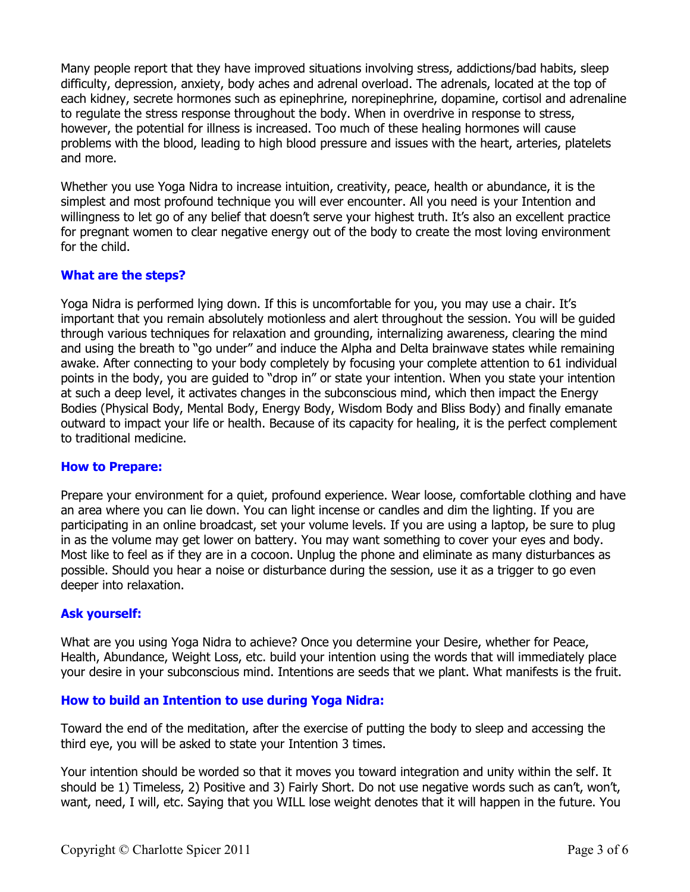Many people report that they have improved situations involving stress, addictions/bad habits, sleep difficulty, depression, anxiety, body aches and adrenal overload. The adrenals, located at the top of each kidney, secrete hormones such as epinephrine, norepinephrine, dopamine, cortisol and adrenaline to regulate the stress response throughout the body. When in overdrive in response to stress, however, the potential for illness is increased. Too much of these healing hormones will cause problems with the blood, leading to high blood pressure and issues with the heart, arteries, platelets and more.

Whether you use Yoga Nidra to increase intuition, creativity, peace, health or abundance, it is the simplest and most profound technique you will ever encounter. All you need is your Intention and willingness to let go of any belief that doesn't serve your highest truth. It's also an excellent practice for pregnant women to clear negative energy out of the body to create the most loving environment for the child.

## What are the steps?

Yoga Nidra is performed lying down. If this is uncomfortable for you, you may use a chair. It's important that you remain absolutely motionless and alert throughout the session. You will be guided through various techniques for relaxation and grounding, internalizing awareness, clearing the mind and using the breath to "go under" and induce the Alpha and Delta brainwave states while remaining awake. After connecting to your body completely by focusing your complete attention to 61 individual points in the body, you are guided to "drop in" or state your intention. When you state your intention at such a deep level, it activates changes in the subconscious mind, which then impact the Energy Bodies (Physical Body, Mental Body, Energy Body, Wisdom Body and Bliss Body) and finally emanate outward to impact your life or health. Because of its capacity for healing, it is the perfect complement to traditional medicine.

## How to Prepare:

Prepare your environment for a quiet, profound experience. Wear loose, comfortable clothing and have an area where you can lie down. You can light incense or candles and dim the lighting. If you are participating in an online broadcast, set your volume levels. If you are using a laptop, be sure to plug in as the volume may get lower on battery. You may want something to cover your eyes and body. Most like to feel as if they are in a cocoon. Unplug the phone and eliminate as many disturbances as possible. Should you hear a noise or disturbance during the session, use it as a trigger to go even deeper into relaxation.

## Ask yourself:

What are you using Yoga Nidra to achieve? Once you determine your Desire, whether for Peace, Health, Abundance, Weight Loss, etc. build your intention using the words that will immediately place your desire in your subconscious mind. Intentions are seeds that we plant. What manifests is the fruit.

## How to build an Intention to use during Yoga Nidra:

Toward the end of the meditation, after the exercise of putting the body to sleep and accessing the third eye, you will be asked to state your Intention 3 times.

Your intention should be worded so that it moves you toward integration and unity within the self. It should be 1) Timeless, 2) Positive and 3) Fairly Short. Do not use negative words such as can't, won't, want, need, I will, etc. Saying that you WILL lose weight denotes that it will happen in the future. You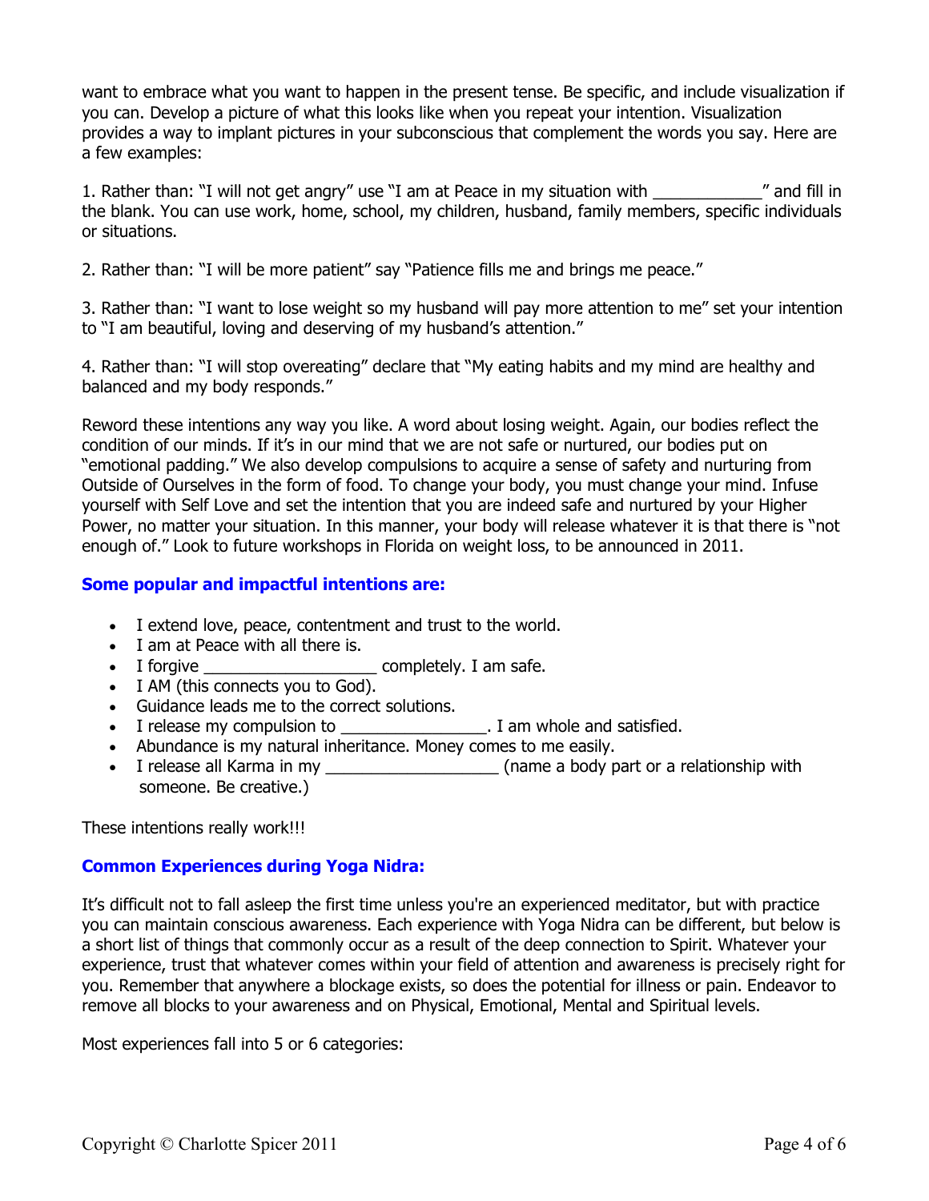want to embrace what you want to happen in the present tense. Be specific, and include visualization if you can. Develop a picture of what this looks like when you repeat your intention. Visualization provides a way to implant pictures in your subconscious that complement the words you say. Here are a few examples:

1. Rather than: "I will not get angry" use "I am at Peace in my situation with ____________" and fill in the blank. You can use work, home, school, my children, husband, family members, specific individuals or situations.

2. Rather than: "I will be more patient" say "Patience fills me and brings me peace."

3. Rather than: "I want to lose weight so my husband will pay more attention to me" set your intention to "I am beautiful, loving and deserving of my husband's attention."

4. Rather than: "I will stop overeating" declare that "My eating habits and my mind are healthy and balanced and my body responds."

Reword these intentions any way you like. A word about losing weight. Again, our bodies reflect the condition of our minds. If it's in our mind that we are not safe or nurtured, our bodies put on "emotional padding." We also develop compulsions to acquire a sense of safety and nurturing from Outside of Ourselves in the form of food. To change your body, you must change your mind. Infuse yourself with Self Love and set the intention that you are indeed safe and nurtured by your Higher Power, no matter your situation. In this manner, your body will release whatever it is that there is "not enough of." Look to future workshops in Florida on weight loss, to be announced in 2011.

### Some popular and impactful intentions are:

- I extend love, peace, contentment and trust to the world.
- I am at Peace with all there is.
- I forgive ___________________ completely. I am safe.
- I AM (this connects you to God).
- Guidance leads me to the correct solutions.
- I release my compulsion to ________________. I am whole and satisfied.
- Abundance is my natural inheritance. Money comes to me easily.
- I release all Karma in my ___________________ (name a body part or a relationship with someone. Be creative.)

These intentions really work!!!

### Common Experiences during Yoga Nidra:

It's difficult not to fall asleep the first time unless you're an experienced meditator, but with practice you can maintain conscious awareness. Each experience with Yoga Nidra can be different, but below is a short list of things that commonly occur as a result of the deep connection to Spirit. Whatever your experience, trust that whatever comes within your field of attention and awareness is precisely right for you. Remember that anywhere a blockage exists, so does the potential for illness or pain. Endeavor to remove all blocks to your awareness and on Physical, Emotional, Mental and Spiritual levels.

Most experiences fall into 5 or 6 categories: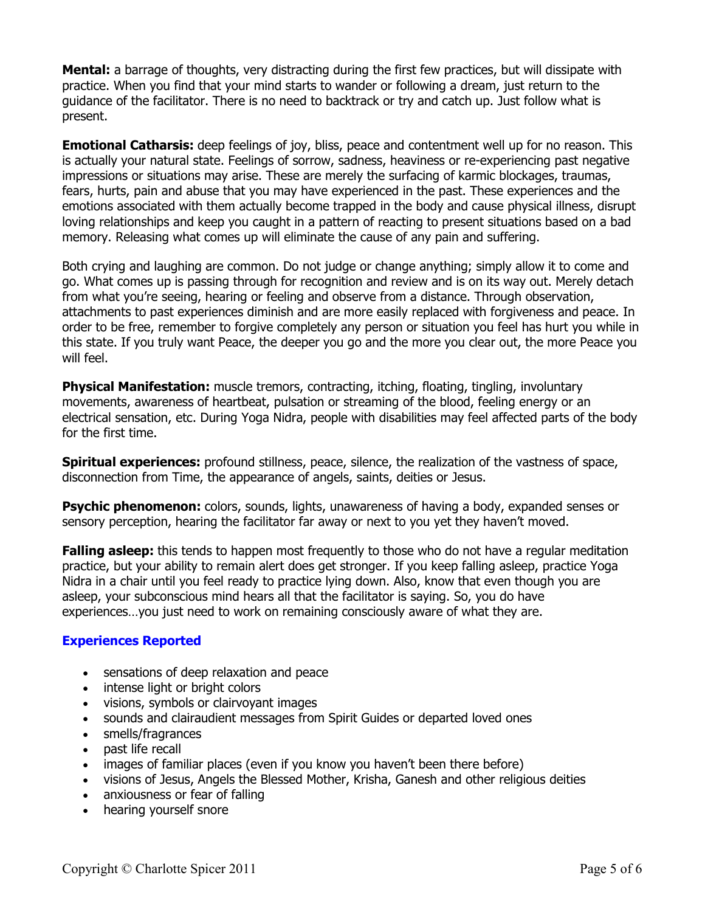**Mental:** a barrage of thoughts, very distracting during the first few practices, but will dissipate with practice. When you find that your mind starts to wander or following a dream, just return to the guidance of the facilitator. There is no need to backtrack or try and catch up. Just follow what is present.

**Emotional Catharsis:** deep feelings of joy, bliss, peace and contentment well up for no reason. This is actually your natural state. Feelings of sorrow, sadness, heaviness or re-experiencing past negative impressions or situations may arise. These are merely the surfacing of karmic blockages, traumas, fears, hurts, pain and abuse that you may have experienced in the past. These experiences and the emotions associated with them actually become trapped in the body and cause physical illness, disrupt loving relationships and keep you caught in a pattern of reacting to present situations based on a bad memory. Releasing what comes up will eliminate the cause of any pain and suffering.

Both crying and laughing are common. Do not judge or change anything; simply allow it to come and go. What comes up is passing through for recognition and review and is on its way out. Merely detach from what you're seeing, hearing or feeling and observe from a distance. Through observation, attachments to past experiences diminish and are more easily replaced with forgiveness and peace. In order to be free, remember to forgive completely any person or situation you feel has hurt you while in this state. If you truly want Peace, the deeper you go and the more you clear out, the more Peace you will feel.

**Physical Manifestation:** muscle tremors, contracting, itching, floating, tingling, involuntary movements, awareness of heartbeat, pulsation or streaming of the blood, feeling energy or an electrical sensation, etc. During Yoga Nidra, people with disabilities may feel affected parts of the body for the first time.

**Spiritual experiences:** profound stillness, peace, silence, the realization of the vastness of space, disconnection from Time, the appearance of angels, saints, deities or Jesus.

**Psychic phenomenon:** colors, sounds, lights, unawareness of having a body, expanded senses or sensory perception, hearing the facilitator far away or next to you yet they haven't moved.

**Falling asleep:** this tends to happen most frequently to those who do not have a regular meditation practice, but your ability to remain alert does get stronger. If you keep falling asleep, practice Yoga Nidra in a chair until you feel ready to practice lying down. Also, know that even though you are asleep, your subconscious mind hears all that the facilitator is saying. So, you do have experiences…you just need to work on remaining consciously aware of what they are.

### Experiences Reported

- sensations of deep relaxation and peace
- intense light or bright colors
- visions, symbols or clairvoyant images
- sounds and clairaudient messages from Spirit Guides or departed loved ones
- smells/fragrances
- past life recall
- images of familiar places (even if you know you haven't been there before)
- visions of Jesus, Angels the Blessed Mother, Krisha, Ganesh and other religious deities
- anxiousness or fear of falling
- hearing yourself snore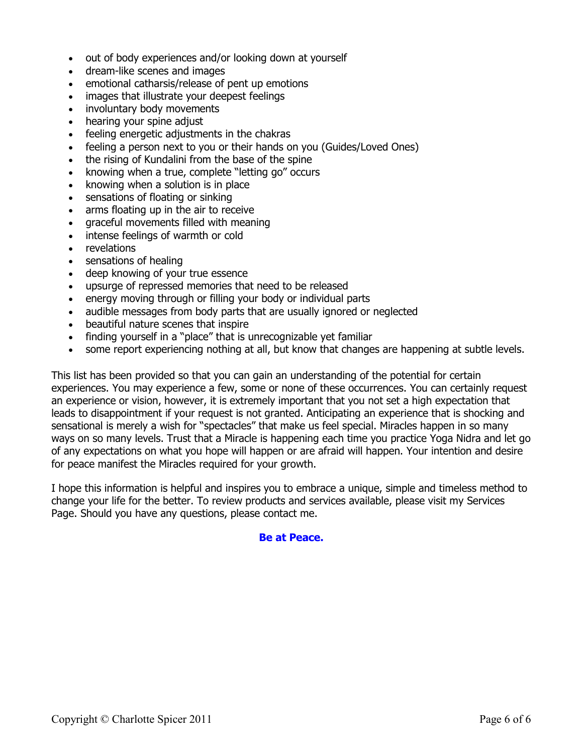- out of body experiences and/or looking down at yourself
- dream-like scenes and images
- emotional catharsis/release of pent up emotions
- images that illustrate your deepest feelings
- involuntary body movements
- hearing your spine adjust
- feeling energetic adjustments in the chakras
- feeling a person next to you or their hands on you (Guides/Loved Ones)
- the rising of Kundalini from the base of the spine
- knowing when a true, complete "letting go" occurs
- knowing when a solution is in place
- sensations of floating or sinking
- arms floating up in the air to receive
- graceful movements filled with meaning
- intense feelings of warmth or cold
- revelations
- sensations of healing
- deep knowing of your true essence
- upsurge of repressed memories that need to be released
- energy moving through or filling your body or individual parts
- audible messages from body parts that are usually ignored or neglected
- beautiful nature scenes that inspire
- finding yourself in a "place" that is unrecognizable yet familiar
- some report experiencing nothing at all, but know that changes are happening at subtle levels.

This list has been provided so that you can gain an understanding of the potential for certain experiences. You may experience a few, some or none of these occurrences. You can certainly request an experience or vision, however, it is extremely important that you not set a high expectation that leads to disappointment if your request is not granted. Anticipating an experience that is shocking and sensational is merely a wish for "spectacles" that make us feel special. Miracles happen in so many ways on so many levels. Trust that a Miracle is happening each time you practice Yoga Nidra and let go of any expectations on what you hope will happen or are afraid will happen. Your intention and desire for peace manifest the Miracles required for your growth.

I hope this information is helpful and inspires you to embrace a unique, simple and timeless method to change your life for the better. To review products and services available, please visit my Services Page. Should you have any questions, please contact me.

**Be at Peace.**

Copyright © Charlotte Spicer 2011